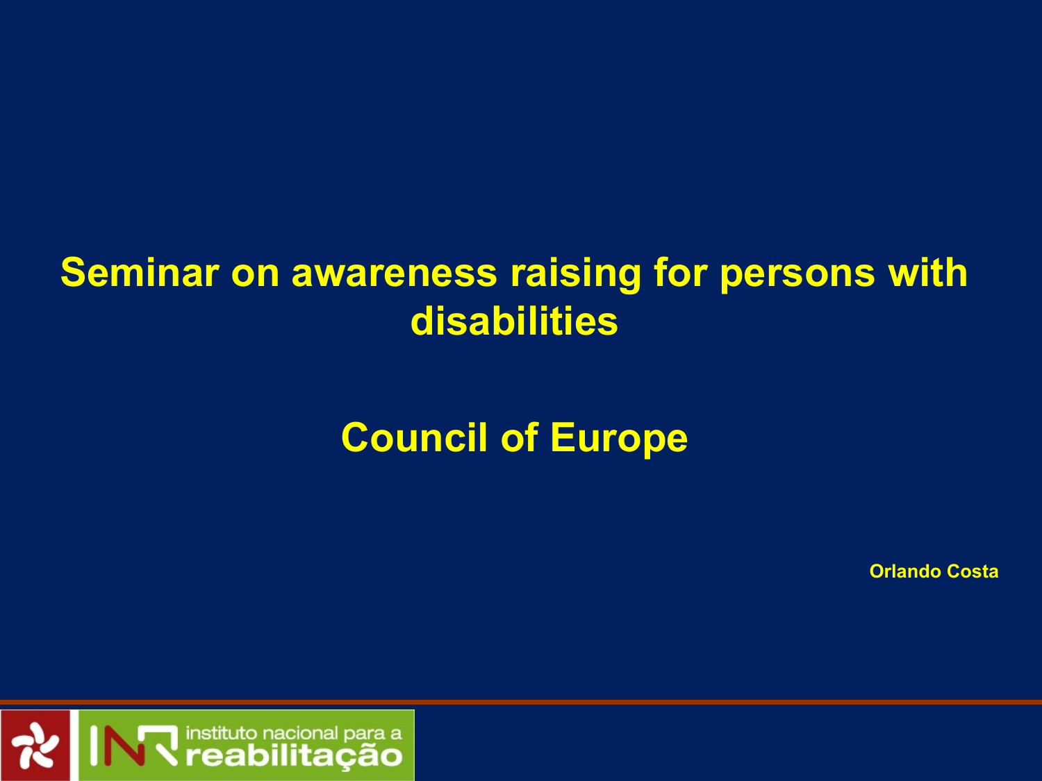# Seminar on awareness raising for persons with disabilities

## Council of Europe

**Orlando Costa**

instituto nacional para a reabilitação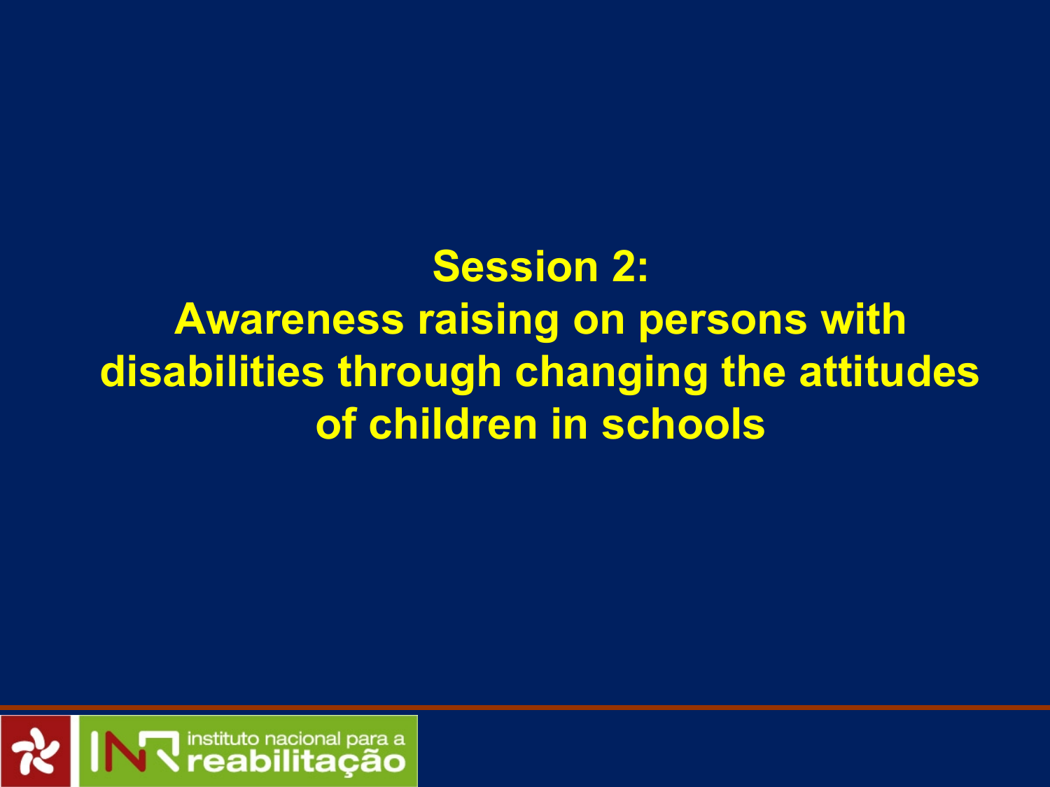# Session 2: Awareness raising on persons with disabilities through changing the attitudes of children in schools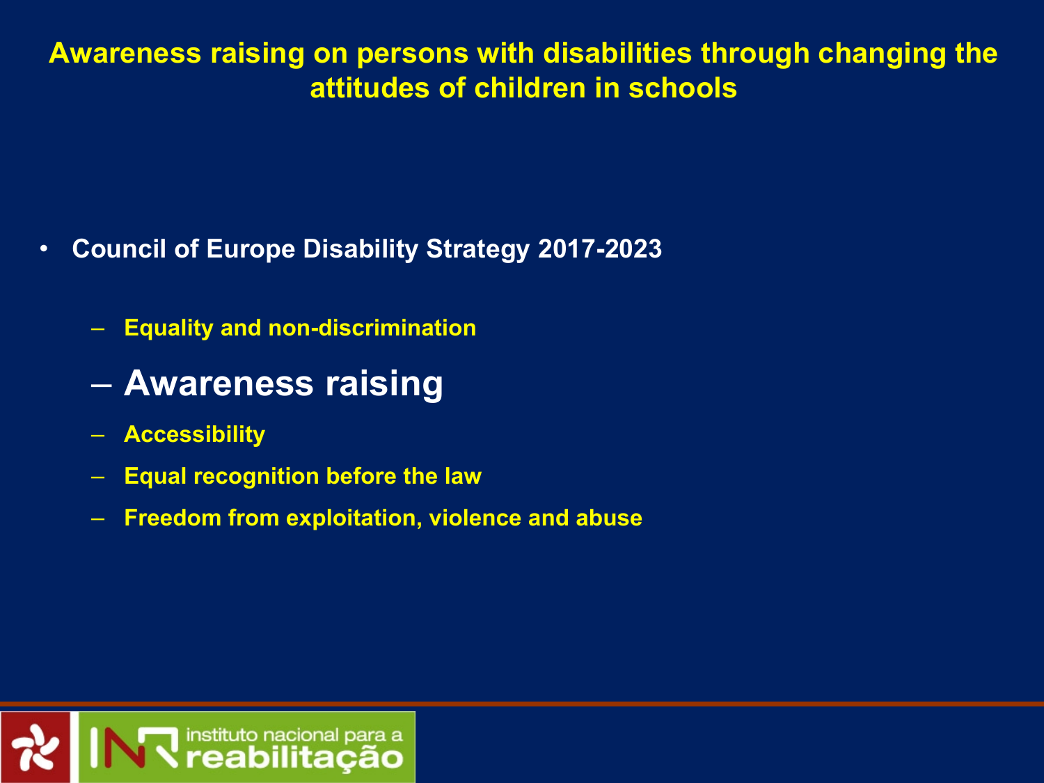# Awareness raising on persons with disabilities through changing the attitudes of children in schools

- **Council of Europe Disability Strategy 2017-2023**
  - **Equality and non-discrimination**
  - **Awareness raising**
  - **Accessibility**
  - **Equal recognition before the law**
  - **Freedom from exploitation, violence and abuse**

instituto nacional para a reabilitação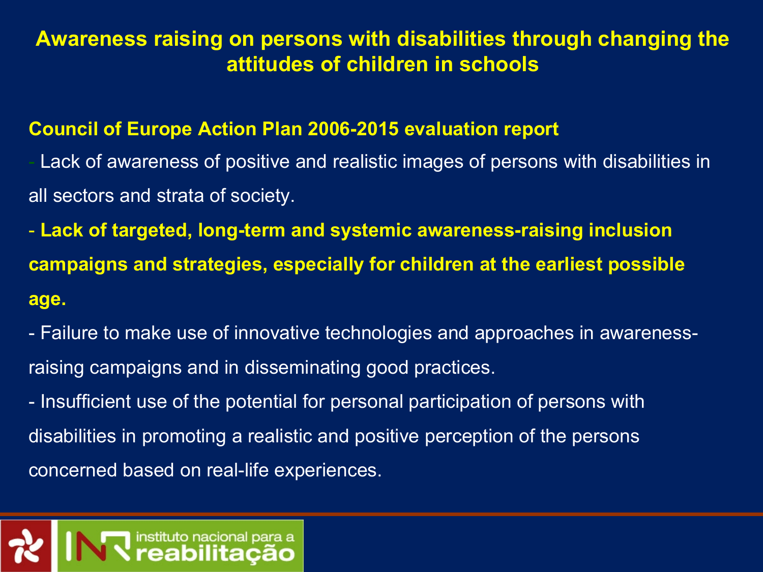# Awareness raising on persons with disabilities through changing the attitudes of children in schools

**Council of Europe Action Plan 2006-2015 evaluation report**

- Lack of awareness of positive and realistic images of persons with disabilities in all sectors and strata of society.
- **Lack of targeted, long-term and systemic awareness-raising inclusion campaigns and strategies, especially for children at the earliest possible age.**
- Failure to make use of innovative technologies and approaches in awareness-raising campaigns and in disseminating good practices.
- Insufficient use of the potential for personal participation of persons with disabilities in promoting a realistic and positive perception of the persons concerned based on real-life experiences.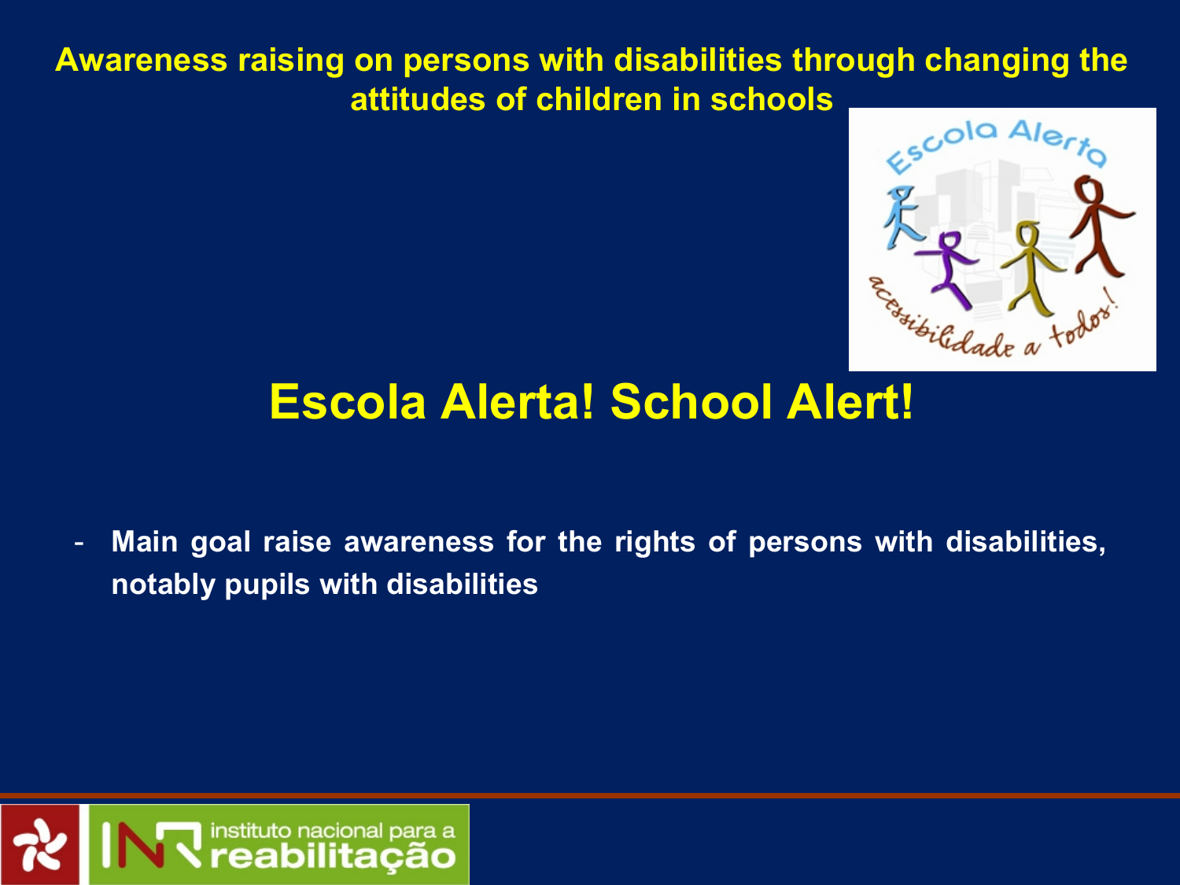## Awareness raising on persons with disabilities through changing the attitudes of children in schools

# Escola Alerta! School Alert!

- **Main goal raise awareness for the rights of persons with disabilities, notably pupils with disabilities**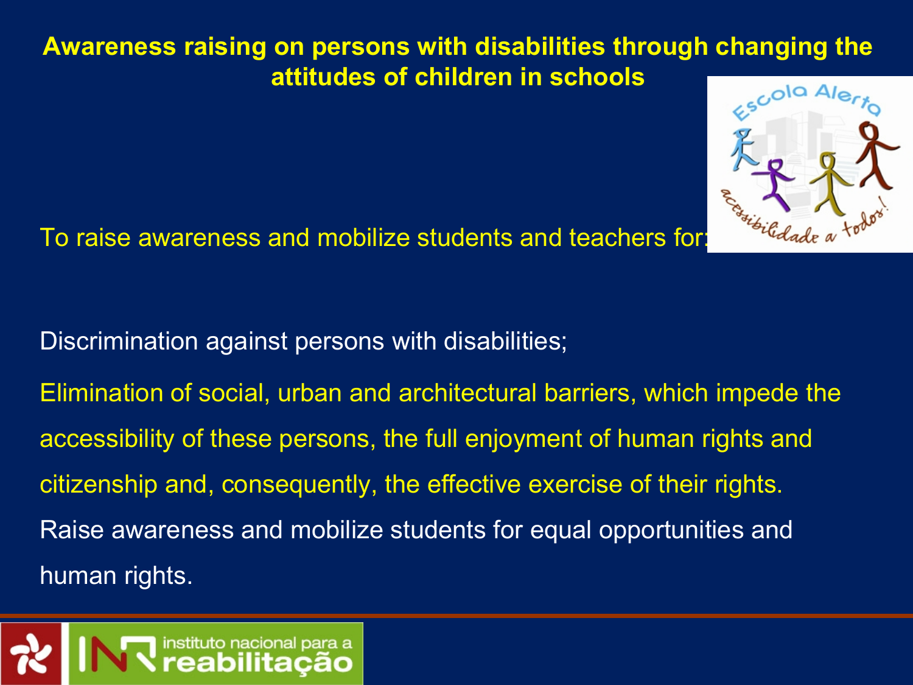# Awareness raising on persons with disabilities through changing the attitudes of children in schools

To raise awareness and mobilize students and teachers for:

Discrimination against persons with disabilities;

Elimination of social, urban and architectural barriers, which impede the accessibility of these persons, the full enjoyment of human rights and citizenship and, consequently, the effective exercise of their rights.

Raise awareness and mobilize students for equal opportunities and human rights.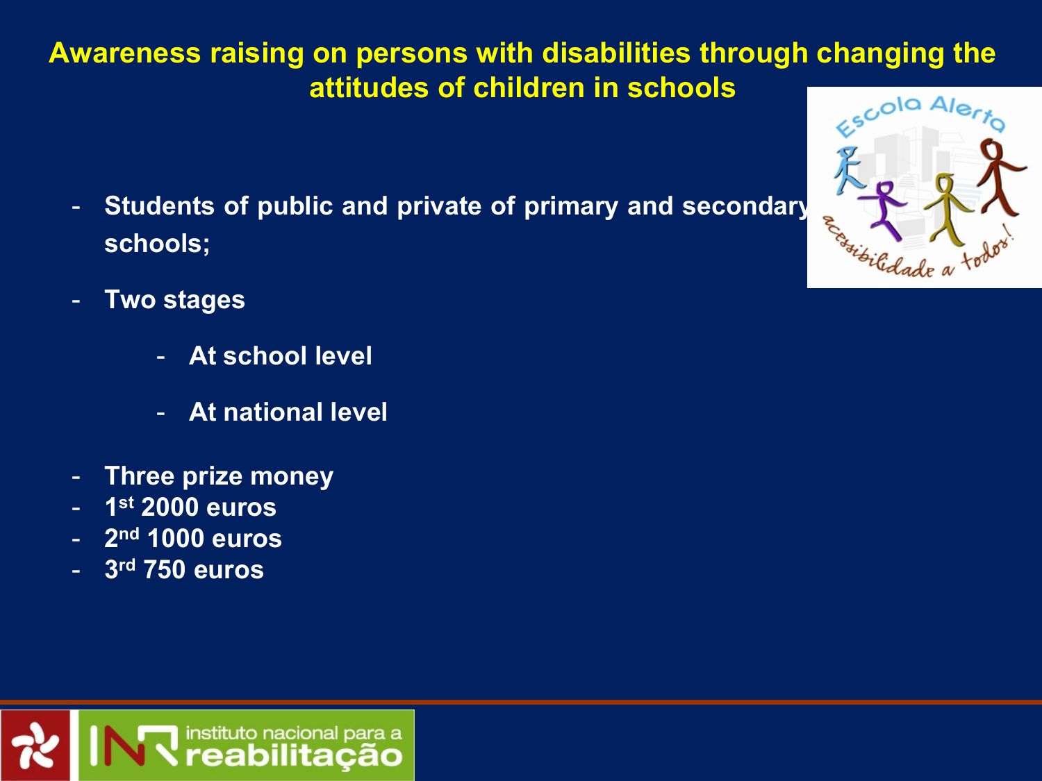## Awareness raising on persons with disabilities through changing the attitudes of children in schools

- Students of public and private of primary and secondary schools;
- Two stages
  - At school level
  - At national level
- Three prize money
- 1st 2000 euros
- 2nd 1000 euros
- 3rd 750 euros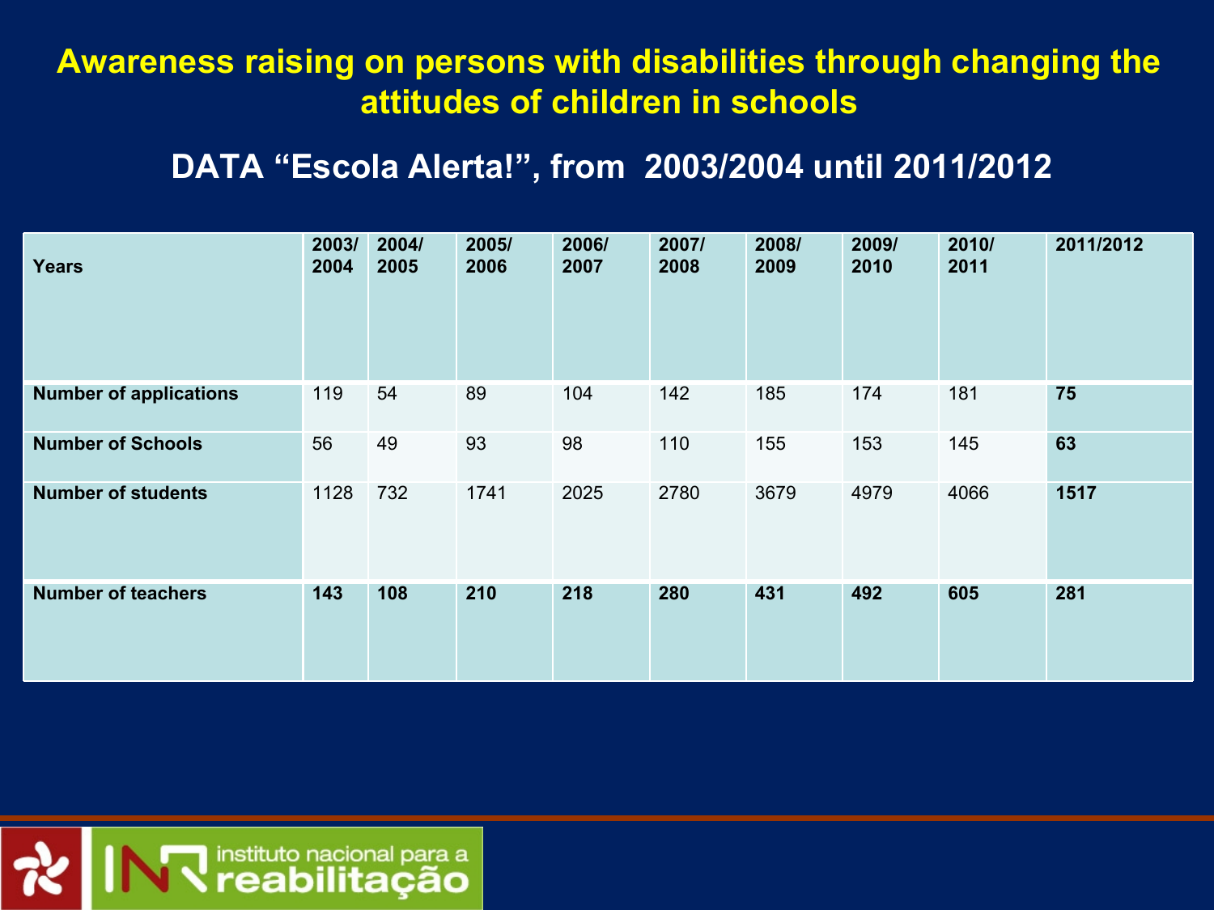# Awareness raising on persons with disabilities through changing the attitudes of children in schools

## DATA "Escola Alerta!", from 2003/2004 until 2011/2012

| Years | 2003/ 2004 | 2004/ 2005 | 2005/ 2006 | 2006/ 2007 | 2007/ 2008 | 2008/ 2009 | 2009/ 2010 | 2010/ 2011 | 2011/2012 |
|---|---|---|---|---|---|---|---|---|---|
| **Number of applications** | 119 | 54 | 89 | 104 | 142 | 185 | 174 | 181 | **75** |
| **Number of Schools** | 56 | 49 | 93 | 98 | 110 | 155 | 153 | 145 | **63** |
| **Number of students** | 1128 | 732 | 1741 | 2025 | 2780 | 3679 | 4979 | 4066 | **1517** |
| **Number of teachers** | **143** | **108** | **210** | **218** | **280** | **431** | **492** | **605** | **281** |

instituto nacional para a reabilitação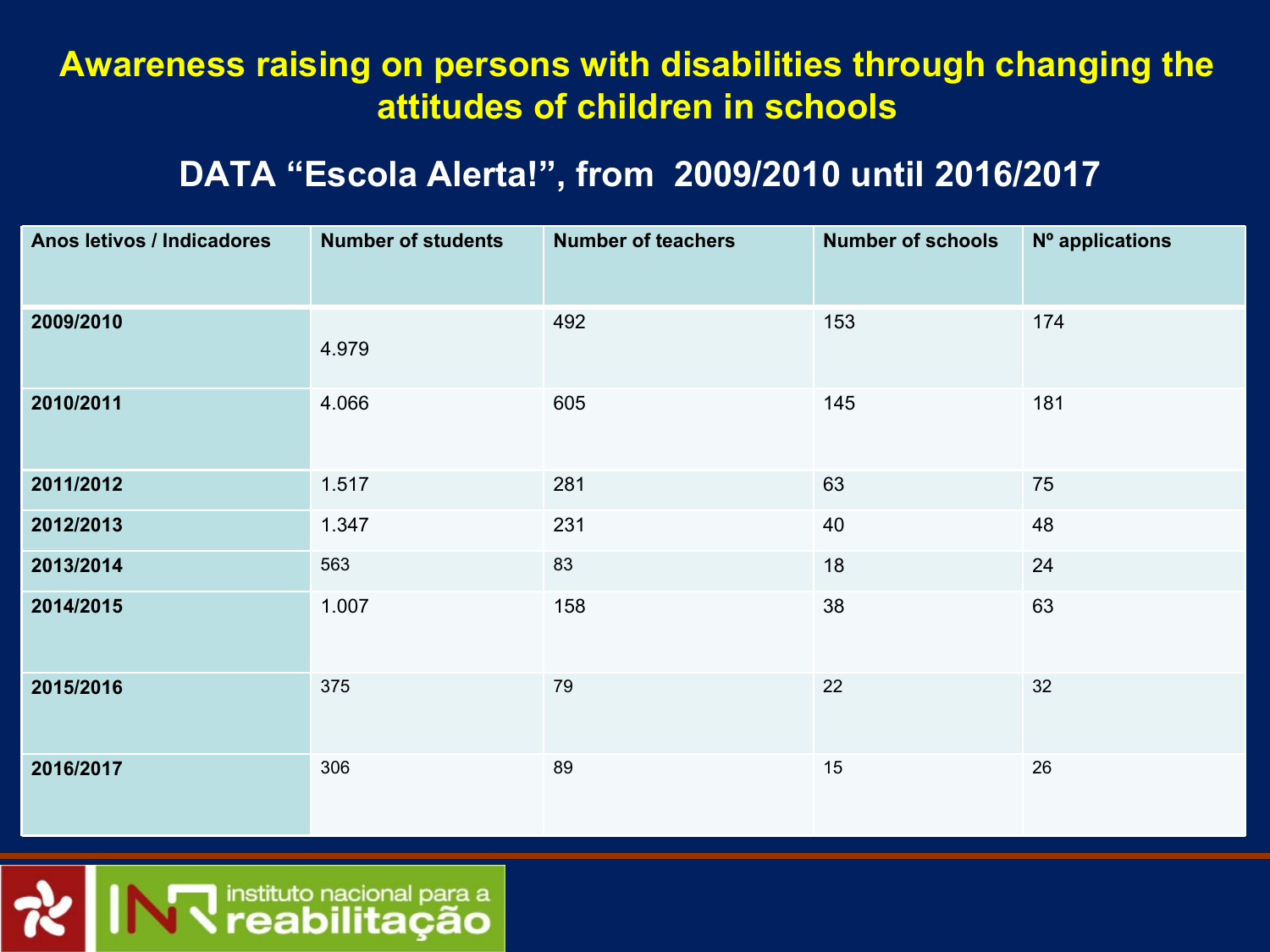# Awareness raising on persons with disabilities through changing the attitudes of children in schools

## DATA "Escola Alerta!", from 2009/2010 until 2016/2017

| Anos letivos / Indicadores | Number of students | Number of teachers | Number of schools | Nº applications |
|---|---|---|---|---|
| **2009/2010** | 4.979 | 492 | 153 | 174 |
| **2010/2011** | 4.066 | 605 | 145 | 181 |
| **2011/2012** | 1.517 | 281 | 63 | 75 |
| **2012/2013** | 1.347 | 231 | 40 | 48 |
| **2013/2014** | 563 | 83 | 18 | 24 |
| **2014/2015** | 1.007 | 158 | 38 | 63 |
| **2015/2016** | 375 | 79 | 22 | 32 |
| **2016/2017** | 306 | 89 | 15 | 26 |

instituto nacional para a reabilitação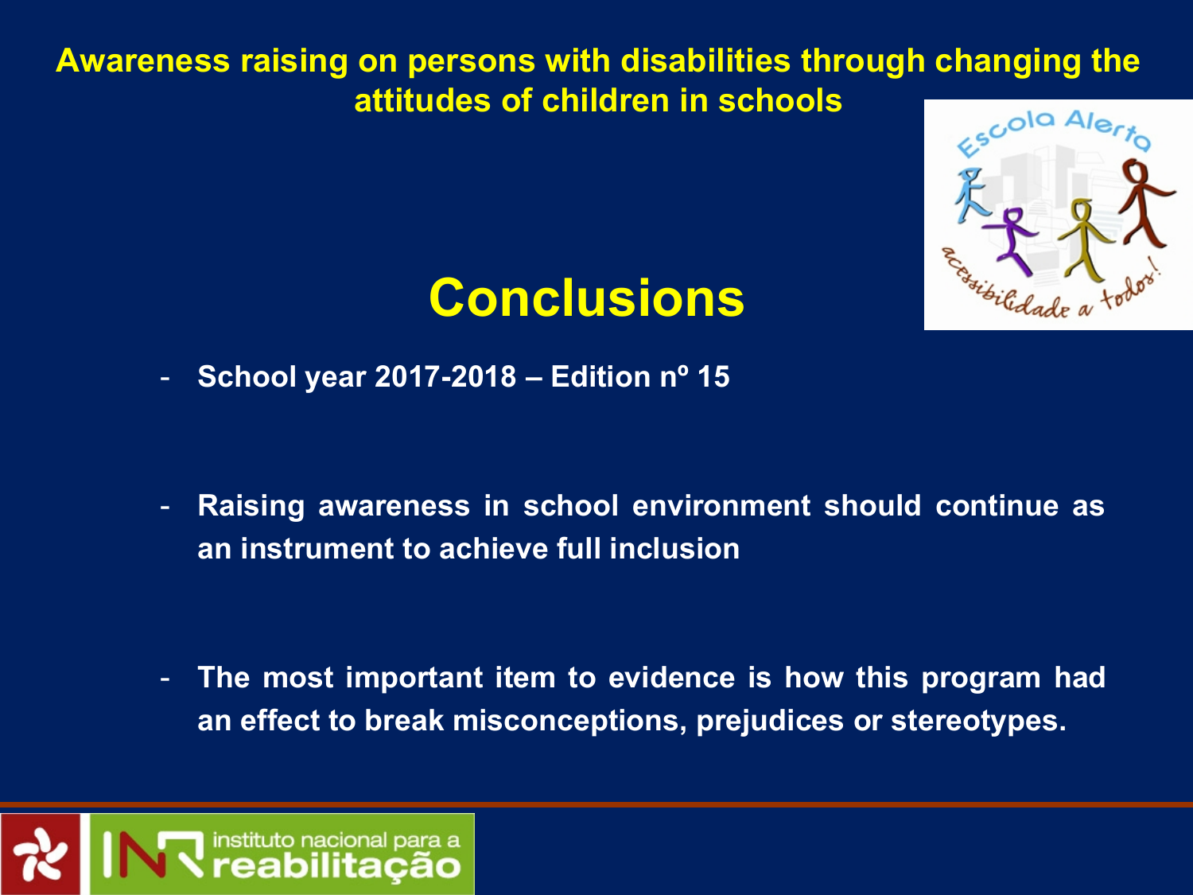**Awareness raising on persons with disabilities through changing the attitudes of children in schools**

# Conclusions

- **School year 2017-2018 – Edition nº 15**

- **Raising awareness in school environment should continue as an instrument to achieve full inclusion**

- **The most important item to evidence is how this program had an effect to break misconceptions, prejudices or stereotypes.**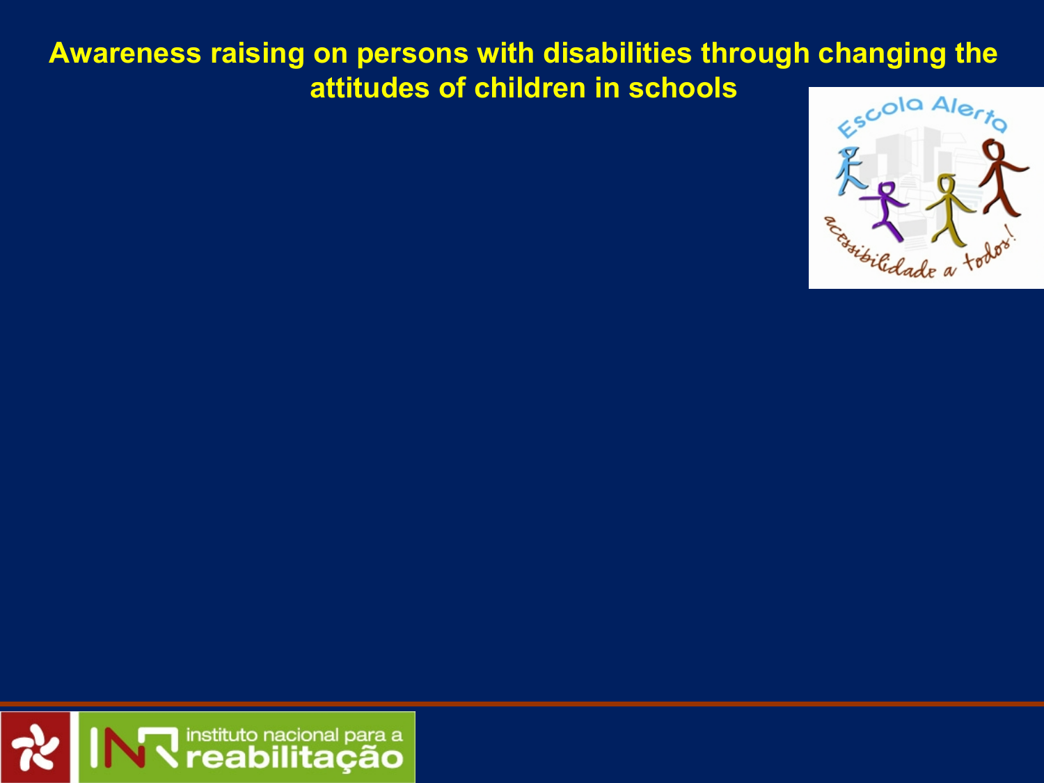# Awareness raising on persons with disabilities through changing the attitudes of children in schools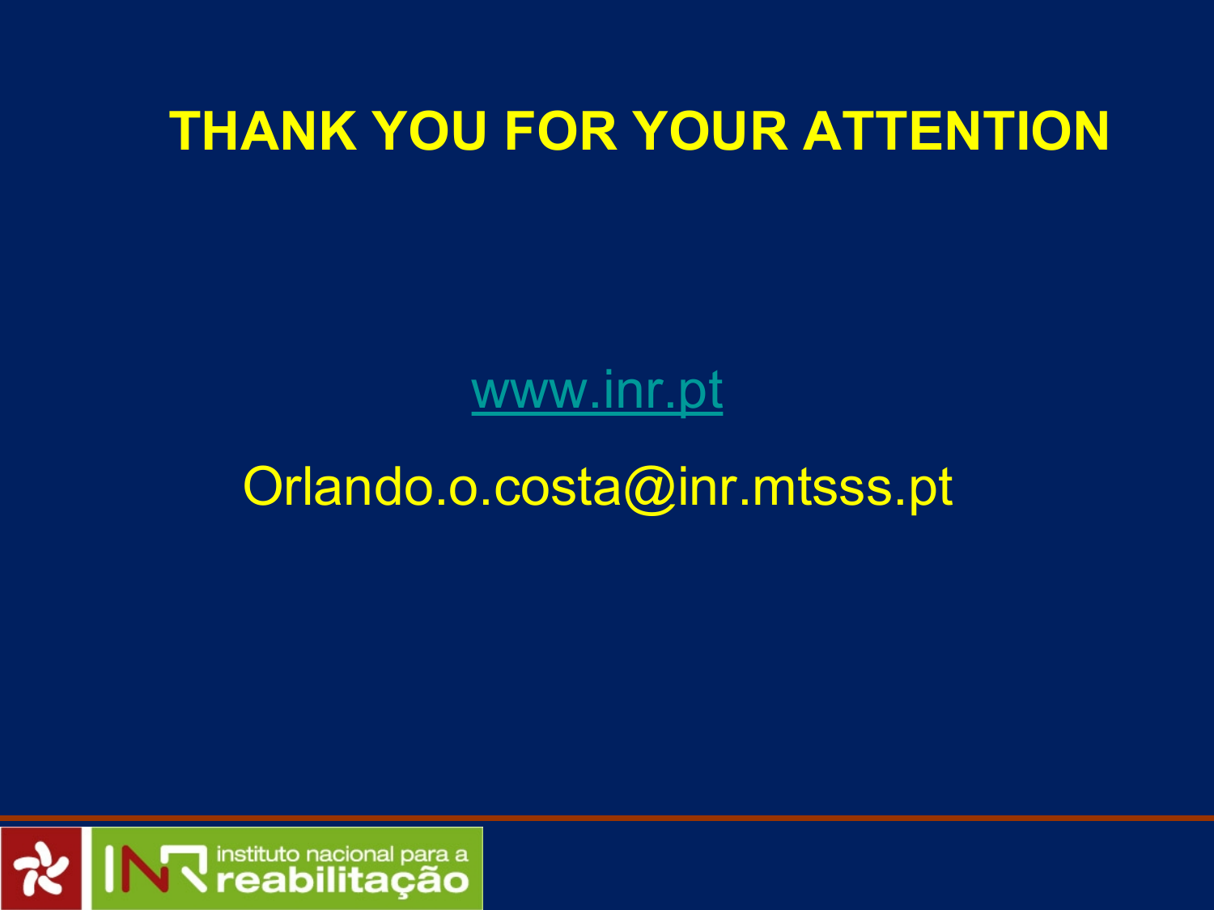# THANK YOU FOR YOUR ATTENTION

www.inr.pt

Orlando.o.costa@inr.mtsss.pt

instituto nacional para a reabilitação